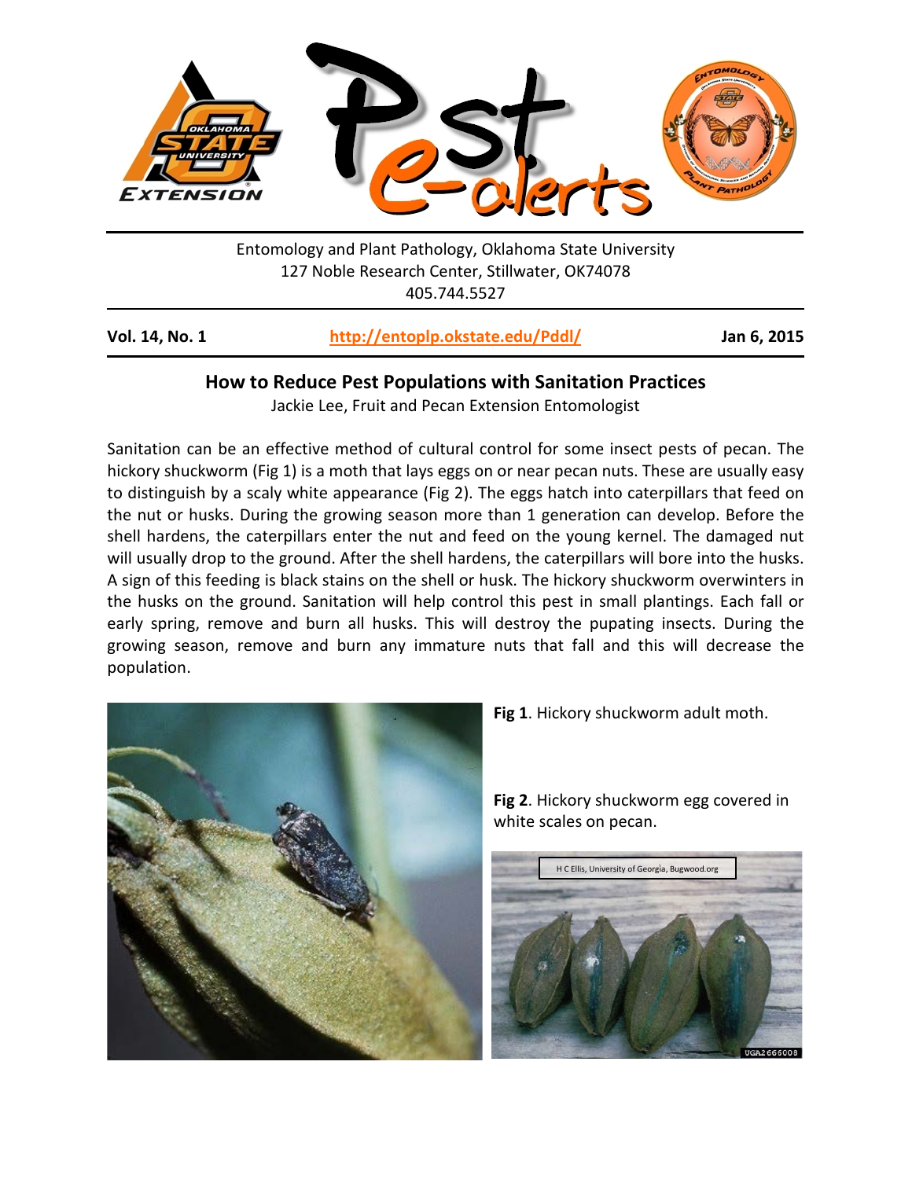Entomology and Plant Pathology, Oklahoma State University
127 Noble Research Center, Stillwater, OK74078
405.744.5527

**Vol. 14, No. 1** | **http://entoplp.okstate.edu/Pddl/** | **Jan 6, 2015**

## How to Reduce Pest Populations with Sanitation Practices

Jackie Lee, Fruit and Pecan Extension Entomologist

Sanitation can be an effective method of cultural control for some insect pests of pecan. The hickory shuckworm (Fig 1) is a moth that lays eggs on or near pecan nuts. These are usually easy to distinguish by a scaly white appearance (Fig 2). The eggs hatch into caterpillars that feed on the nut or husks. During the growing season more than 1 generation can develop. Before the shell hardens, the caterpillars enter the nut and feed on the young kernel. The damaged nut will usually drop to the ground. After the shell hardens, the caterpillars will bore into the husks. A sign of this feeding is black stains on the shell or husk. The hickory shuckworm overwinters in the husks on the ground. Sanitation will help control this pest in small plantings. Each fall or early spring, remove and burn all husks. This will destroy the pupating insects. During the growing season, remove and burn any immature nuts that fall and this will decrease the population.

**Fig 1**. Hickory shuckworm adult moth.

**Fig 2**. Hickory shuckworm egg covered in white scales on pecan.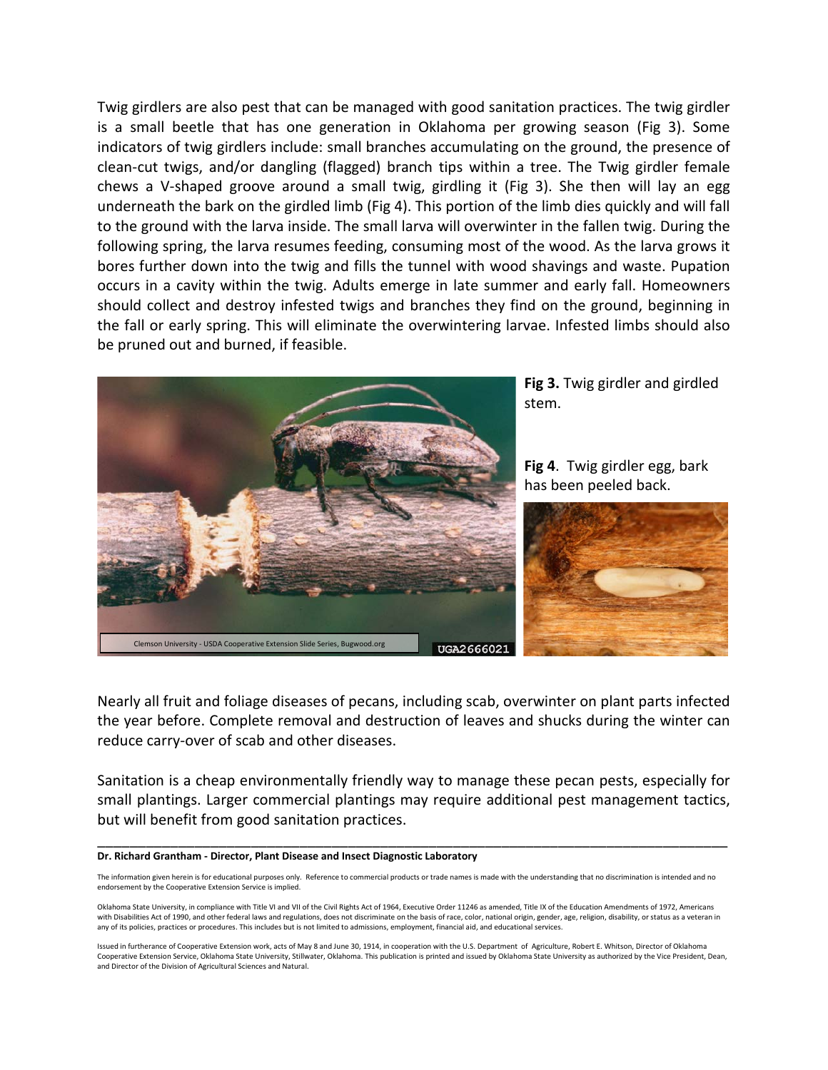Twig girdlers are also pest that can be managed with good sanitation practices. The twig girdler is a small beetle that has one generation in Oklahoma per growing season (Fig 3). Some indicators of twig girdlers include: small branches accumulating on the ground, the presence of clean-cut twigs, and/or dangling (flagged) branch tips within a tree. The Twig girdler female chews a V-shaped groove around a small twig, girdling it (Fig 3). She then will lay an egg underneath the bark on the girdled limb (Fig 4). This portion of the limb dies quickly and will fall to the ground with the larva inside. The small larva will overwinter in the fallen twig. During the following spring, the larva resumes feeding, consuming most of the wood. As the larva grows it bores further down into the twig and fills the tunnel with wood shavings and waste. Pupation occurs in a cavity within the twig. Adults emerge in late summer and early fall. Homeowners should collect and destroy infested twigs and branches they find on the ground, beginning in the fall or early spring. This will eliminate the overwintering larvae. Infested limbs should also be pruned out and burned, if feasible.

Clemson University - USDA Cooperative Extension Slide Series, Bugwood.org

UGA2666021

**Fig 3.** Twig girdler and girdled stem.

**Fig 4**. Twig girdler egg, bark has been peeled back.

Nearly all fruit and foliage diseases of pecans, including scab, overwinter on plant parts infected the year before. Complete removal and destruction of leaves and shucks during the winter can reduce carry-over of scab and other diseases.

Sanitation is a cheap environmentally friendly way to manage these pecan pests, especially for small plantings. Larger commercial plantings may require additional pest management tactics, but will benefit from good sanitation practices.

---

**Dr. Richard Grantham - Director, Plant Disease and Insect Diagnostic Laboratory**

The information given herein is for educational purposes only. Reference to commercial products or trade names is made with the understanding that no discrimination is intended and no endorsement by the Cooperative Extension Service is implied.

Oklahoma State University, in compliance with Title VI and VII of the Civil Rights Act of 1964, Executive Order 11246 as amended, Title IX of the Education Amendments of 1972, Americans with Disabilities Act of 1990, and other federal laws and regulations, does not discriminate on the basis of race, color, national origin, gender, age, religion, disability, or status as a veteran in any of its policies, practices or procedures. This includes but is not limited to admissions, employment, financial aid, and educational services.

Issued in furtherance of Cooperative Extension work, acts of May 8 and June 30, 1914, in cooperation with the U.S. Department of Agriculture, Robert E. Whitson, Director of Oklahoma Cooperative Extension Service, Oklahoma State University, Stillwater, Oklahoma. This publication is printed and issued by Oklahoma State University as authorized by the Vice President, Dean, and Director of the Division of Agricultural Sciences and Natural.